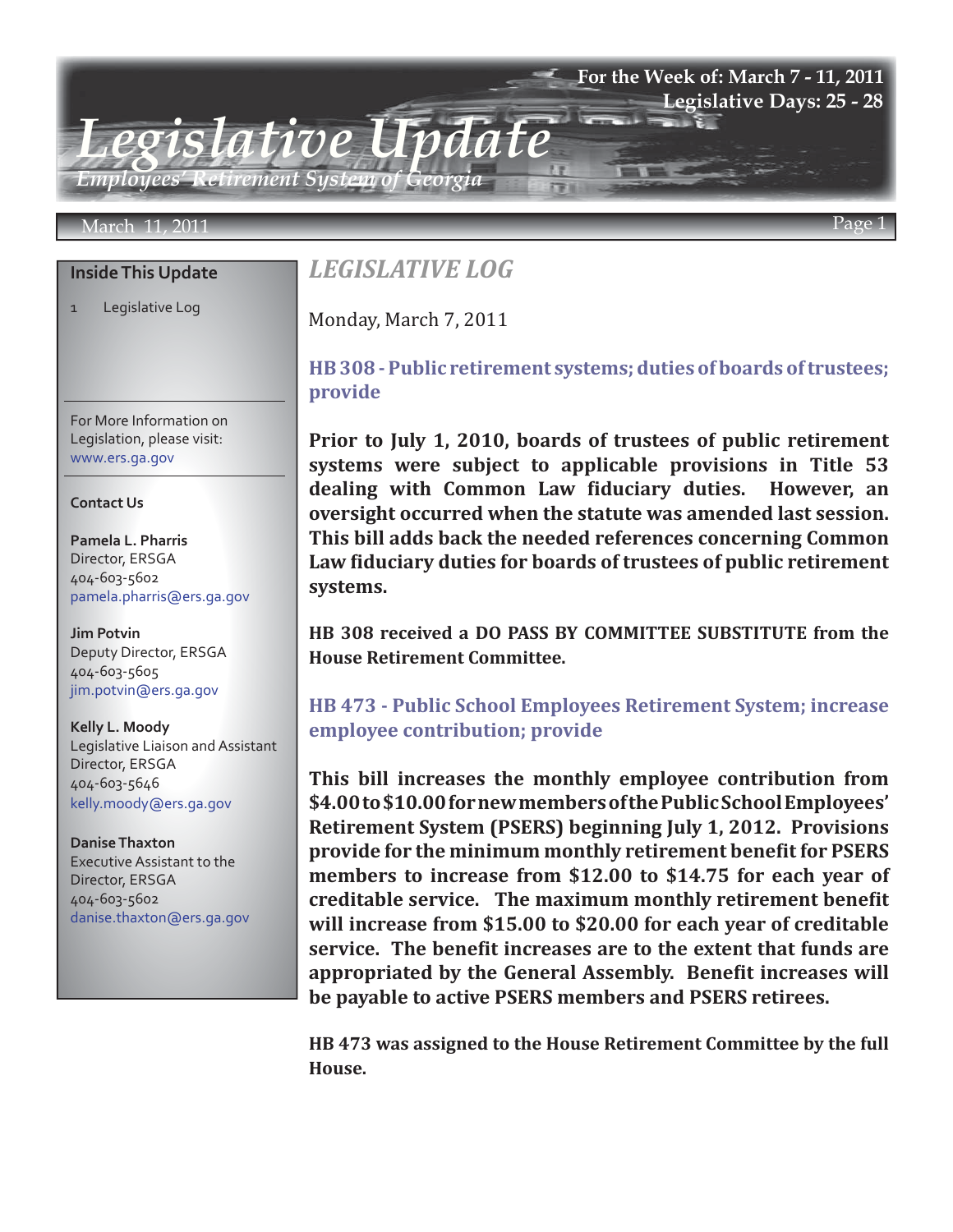# Legislative Update

*Employees' Retirement System of Georgia*

For the Week of: March 7 - 11, 2011
Legislative Days: 25 - 28

March 11, 2011

**Inside This Update**

1 Legislative Log

For More Information on Legislation, please visit: www.ers.ga.gov

**Contact Us**

**Pamela L. Pharris**
Director, ERSGA
404-603-5602
pamela.pharris@ers.ga.gov

**Jim Potvin**
Deputy Director, ERSGA
404-603-5605
jim.potvin@ers.ga.gov

**Kelly L. Moody**
Legislative Liaison and Assistant Director, ERSGA
404-603-5646
kelly.moody@ers.ga.gov

**Danise Thaxton**
Executive Assistant to the Director, ERSGA
404-603-5602
danise.thaxton@ers.ga.gov

## *LEGISLATIVE LOG*

Monday, March 7, 2011

### HB 308 - Public retirement systems; duties of boards of trustees; provide

**Prior to July 1, 2010, boards of trustees of public retirement systems were subject to applicable provisions in Title 53 dealing with Common Law fiduciary duties. However, an oversight occurred when the statute was amended last session. This bill adds back the needed references concerning Common Law fiduciary duties for boards of trustees of public retirement systems.**

**HB 308 received a DO PASS BY COMMITTEE SUBSTITUTE from the House Retirement Committee.**

### HB 473 - Public School Employees Retirement System; increase employee contribution; provide

**This bill increases the monthly employee contribution from $4.00 to $10.00 for new members of the Public School Employees' Retirement System (PSERS) beginning July 1, 2012. Provisions provide for the minimum monthly retirement benefit for PSERS members to increase from $12.00 to $14.75 for each year of creditable service. The maximum monthly retirement benefit will increase from $15.00 to $20.00 for each year of creditable service. The benefit increases are to the extent that funds are appropriated by the General Assembly. Benefit increases will be payable to active PSERS members and PSERS retirees.**

**HB 473 was assigned to the House Retirement Committee by the full House.**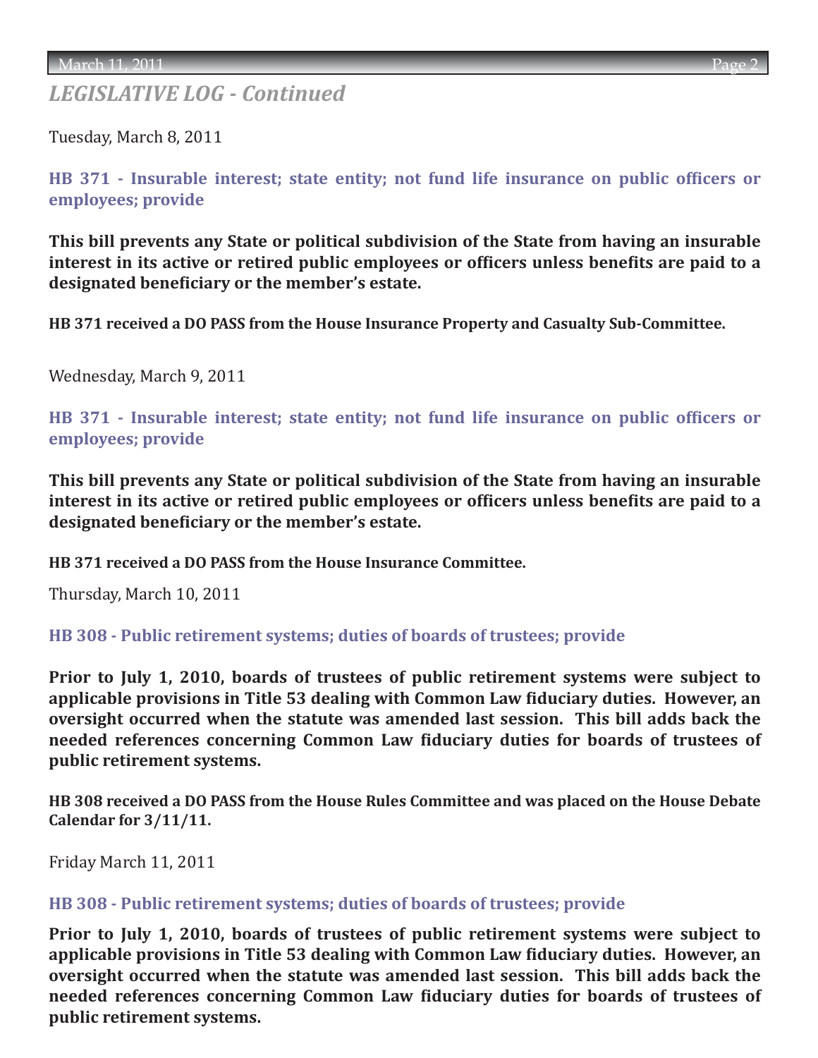## *LEGISLATIVE LOG - Continued*

Tuesday, March 8, 2011

### HB 371 - Insurable interest; state entity; not fund life insurance on public officers or employees; provide

**This bill prevents any State or political subdivision of the State from having an insurable interest in its active or retired public employees or officers unless benefits are paid to a designated beneficiary or the member's estate.**

**HB 371 received a DO PASS from the House Insurance Property and Casualty Sub-Committee.**

Wednesday, March 9, 2011

### HB 371 - Insurable interest; state entity; not fund life insurance on public officers or employees; provide

**This bill prevents any State or political subdivision of the State from having an insurable interest in its active or retired public employees or officers unless benefits are paid to a designated beneficiary or the member's estate.**

**HB 371 received a DO PASS from the House Insurance Committee.**

Thursday, March 10, 2011

### HB 308 - Public retirement systems; duties of boards of trustees; provide

**Prior to July 1, 2010, boards of trustees of public retirement systems were subject to applicable provisions in Title 53 dealing with Common Law fiduciary duties. However, an oversight occurred when the statute was amended last session. This bill adds back the needed references concerning Common Law fiduciary duties for boards of trustees of public retirement systems.**

**HB 308 received a DO PASS from the House Rules Committee and was placed on the House Debate Calendar for 3/11/11.**

Friday March 11, 2011

### HB 308 - Public retirement systems; duties of boards of trustees; provide

**Prior to July 1, 2010, boards of trustees of public retirement systems were subject to applicable provisions in Title 53 dealing with Common Law fiduciary duties. However, an oversight occurred when the statute was amended last session. This bill adds back the needed references concerning Common Law fiduciary duties for boards of trustees of public retirement systems.**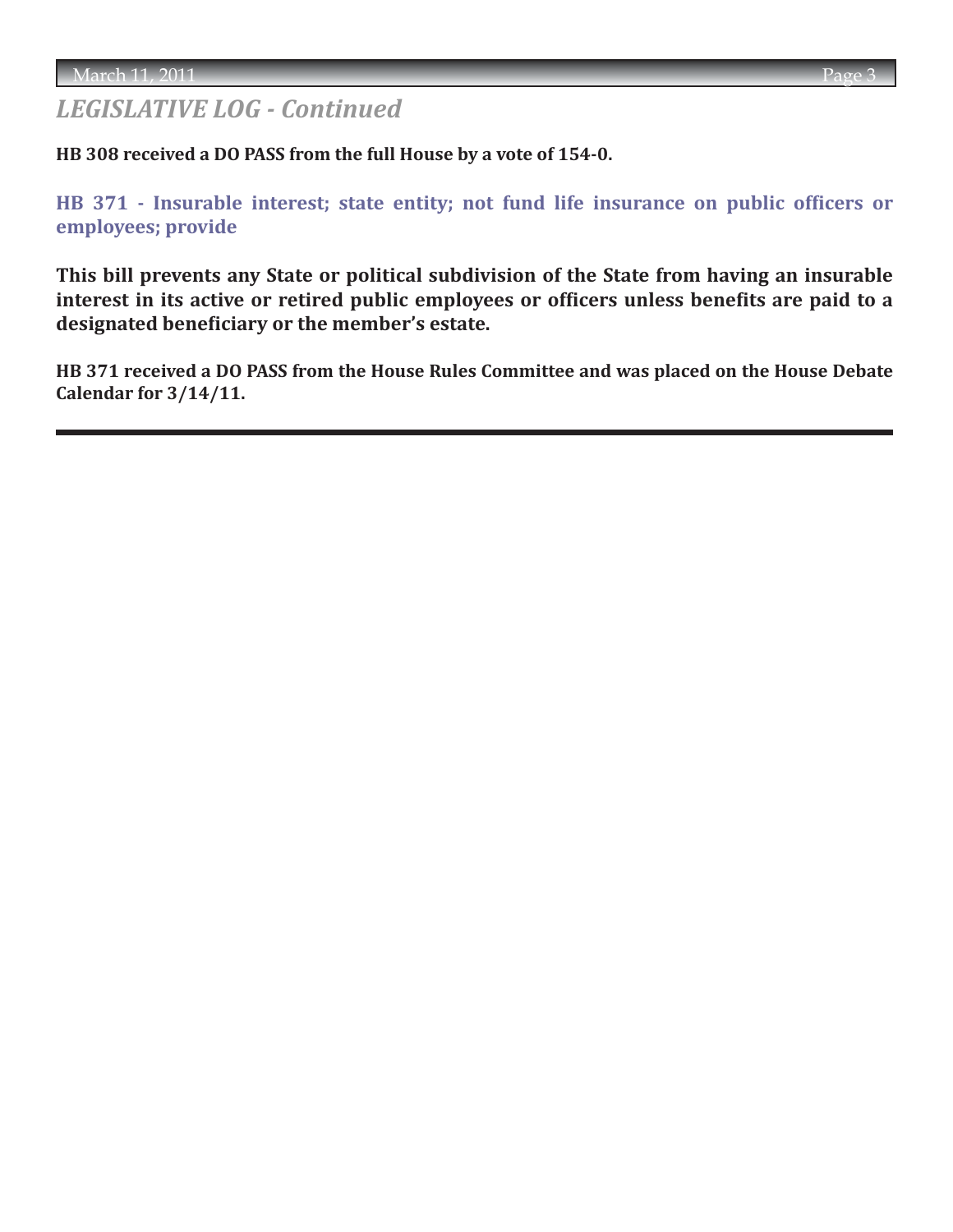## *LEGISLATIVE LOG - Continued*

**HB 308 received a DO PASS from the full House by a vote of 154-0.**

### HB 371 - Insurable interest; state entity; not fund life insurance on public officers or employees; provide

**This bill prevents any State or political subdivision of the State from having an insurable interest in its active or retired public employees or officers unless benefits are paid to a designated beneficiary or the member's estate.**

**HB 371 received a DO PASS from the House Rules Committee and was placed on the House Debate Calendar for 3/14/11.**